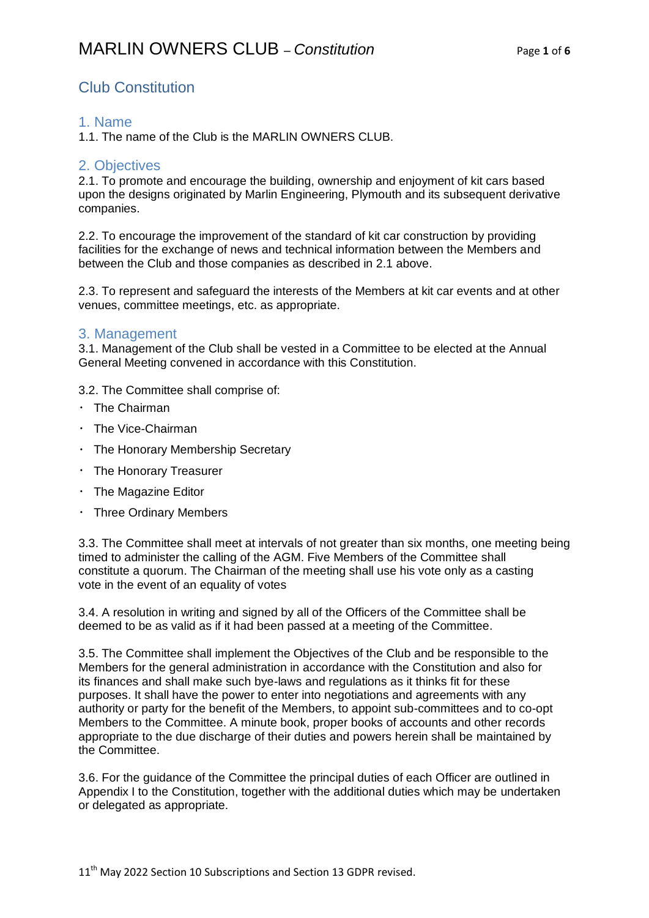## Club Constitution

### 1. Name

1.1. The name of the Club is the MARLIN OWNERS CLUB.

### 2. Objectives

2.1. To promote and encourage the building, ownership and enjoyment of kit cars based upon the designs originated by Marlin Engineering, Plymouth and its subsequent derivative companies.

2.2. To encourage the improvement of the standard of kit car construction by providing facilities for the exchange of news and technical information between the Members and between the Club and those companies as described in 2.1 above.

2.3. To represent and safeguard the interests of the Members at kit car events and at other venues, committee meetings, etc. as appropriate.

### 3. Management

3.1. Management of the Club shall be vested in a Committee to be elected at the Annual General Meeting convened in accordance with this Constitution.

3.2. The Committee shall comprise of:

- The Chairman
- The Vice-Chairman
- The Honorary Membership Secretary
- The Honorary Treasurer
- The Magazine Editor
- Three Ordinary Members

3.3. The Committee shall meet at intervals of not greater than six months, one meeting being timed to administer the calling of the AGM. Five Members of the Committee shall constitute a quorum. The Chairman of the meeting shall use his vote only as a casting vote in the event of an equality of votes

3.4. A resolution in writing and signed by all of the Officers of the Committee shall be deemed to be as valid as if it had been passed at a meeting of the Committee.

3.5. The Committee shall implement the Objectives of the Club and be responsible to the Members for the general administration in accordance with the Constitution and also for its finances and shall make such bye-laws and regulations as it thinks fit for these purposes. It shall have the power to enter into negotiations and agreements with any authority or party for the benefit of the Members, to appoint sub-committees and to co-opt Members to the Committee. A minute book, proper books of accounts and other records appropriate to the due discharge of their duties and powers herein shall be maintained by the Committee.

3.6. For the guidance of the Committee the principal duties of each Officer are outlined in Appendix I to the Constitution, together with the additional duties which may be undertaken or delegated as appropriate.

11th May 2022 Section 10 Subscriptions and Section 13 GDPR revised.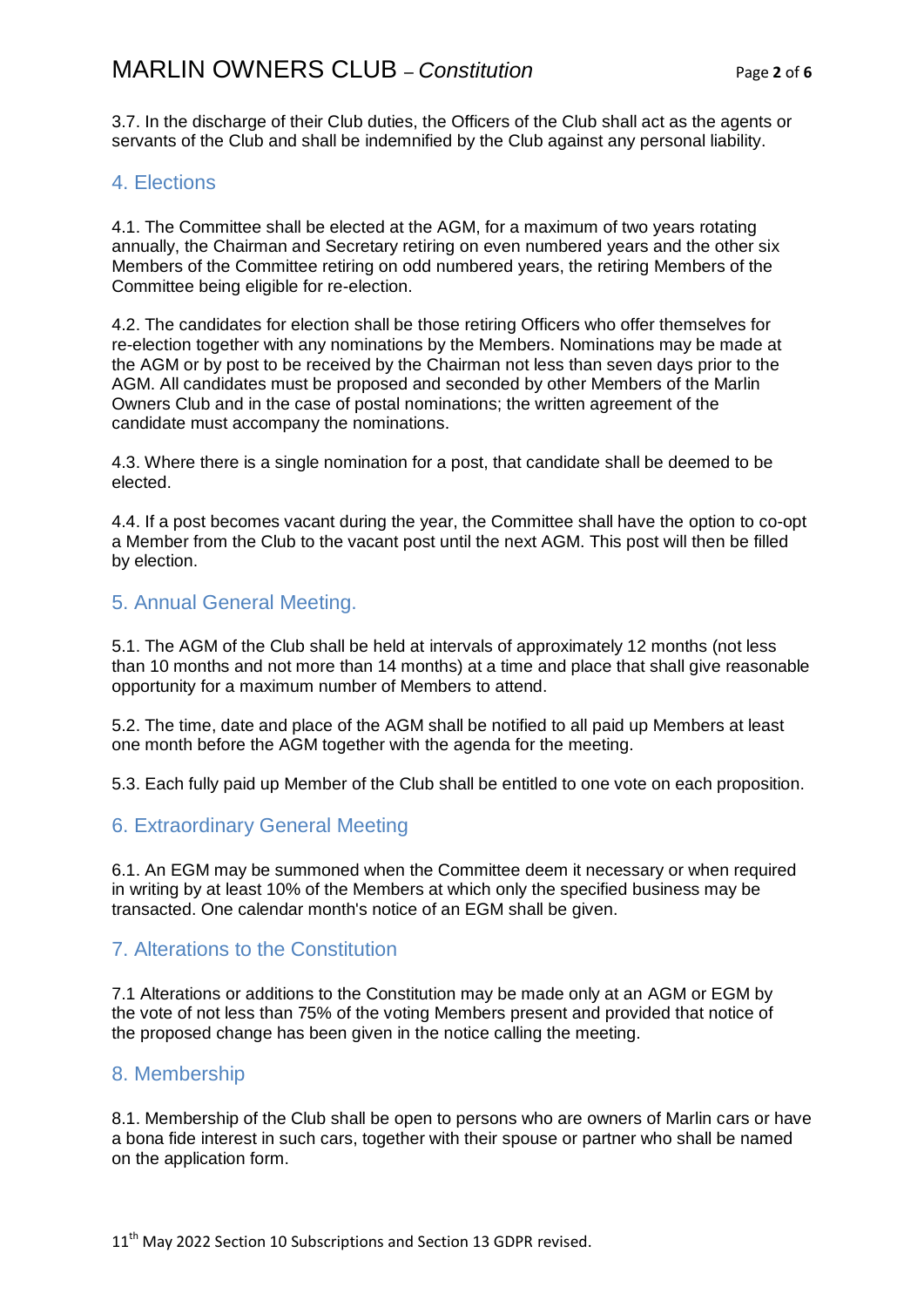3.7. In the discharge of their Club duties, the Officers of the Club shall act as the agents or servants of the Club and shall be indemnified by the Club against any personal liability.

## 4. Elections

4.1. The Committee shall be elected at the AGM, for a maximum of two years rotating annually, the Chairman and Secretary retiring on even numbered years and the other six Members of the Committee retiring on odd numbered years, the retiring Members of the Committee being eligible for re-election.

4.2. The candidates for election shall be those retiring Officers who offer themselves for re-election together with any nominations by the Members. Nominations may be made at the AGM or by post to be received by the Chairman not less than seven days prior to the AGM. All candidates must be proposed and seconded by other Members of the Marlin Owners Club and in the case of postal nominations; the written agreement of the candidate must accompany the nominations.

4.3. Where there is a single nomination for a post, that candidate shall be deemed to be elected.

4.4. If a post becomes vacant during the year, the Committee shall have the option to co-opt a Member from the Club to the vacant post until the next AGM. This post will then be filled by election.

## 5. Annual General Meeting.

5.1. The AGM of the Club shall be held at intervals of approximately 12 months (not less than 10 months and not more than 14 months) at a time and place that shall give reasonable opportunity for a maximum number of Members to attend.

5.2. The time, date and place of the AGM shall be notified to all paid up Members at least one month before the AGM together with the agenda for the meeting.

5.3. Each fully paid up Member of the Club shall be entitled to one vote on each proposition.

## 6. Extraordinary General Meeting

6.1. An EGM may be summoned when the Committee deem it necessary or when required in writing by at least 10% of the Members at which only the specified business may be transacted. One calendar month's notice of an EGM shall be given.

## 7. Alterations to the Constitution

7.1 Alterations or additions to the Constitution may be made only at an AGM or EGM by the vote of not less than 75% of the voting Members present and provided that notice of the proposed change has been given in the notice calling the meeting.

## 8. Membership

8.1. Membership of the Club shall be open to persons who are owners of Marlin cars or have a bona fide interest in such cars, together with their spouse or partner who shall be named on the application form.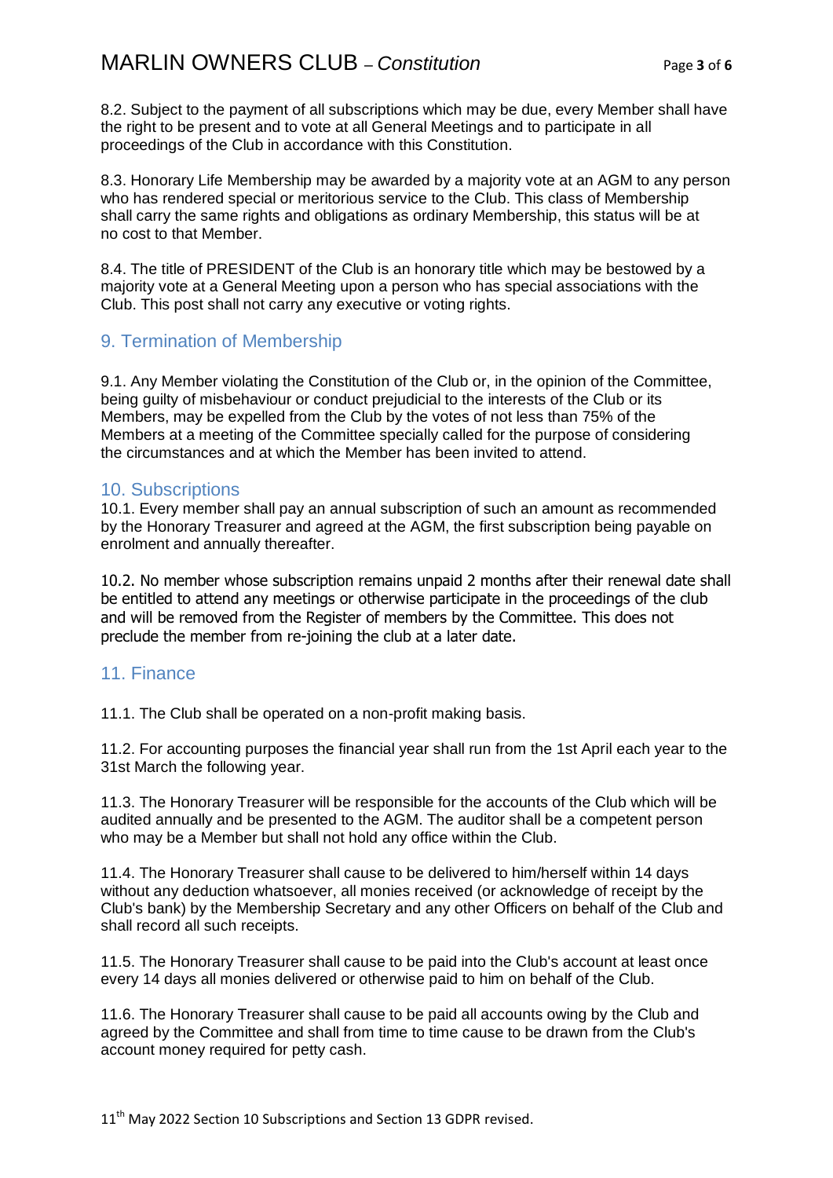8.2. Subject to the payment of all subscriptions which may be due, every Member shall have the right to be present and to vote at all General Meetings and to participate in all proceedings of the Club in accordance with this Constitution.

8.3. Honorary Life Membership may be awarded by a majority vote at an AGM to any person who has rendered special or meritorious service to the Club. This class of Membership shall carry the same rights and obligations as ordinary Membership, this status will be at no cost to that Member.

8.4. The title of PRESIDENT of the Club is an honorary title which may be bestowed by a majority vote at a General Meeting upon a person who has special associations with the Club. This post shall not carry any executive or voting rights.

## 9. Termination of Membership

9.1. Any Member violating the Constitution of the Club or, in the opinion of the Committee, being guilty of misbehaviour or conduct prejudicial to the interests of the Club or its Members, may be expelled from the Club by the votes of not less than 75% of the Members at a meeting of the Committee specially called for the purpose of considering the circumstances and at which the Member has been invited to attend.

## 10. Subscriptions

10.1. Every member shall pay an annual subscription of such an amount as recommended by the Honorary Treasurer and agreed at the AGM, the first subscription being payable on enrolment and annually thereafter.

10.2. No member whose subscription remains unpaid 2 months after their renewal date shall be entitled to attend any meetings or otherwise participate in the proceedings of the club and will be removed from the Register of members by the Committee. This does not preclude the member from re-joining the club at a later date.

## 11. Finance

11.1. The Club shall be operated on a non-profit making basis.

11.2. For accounting purposes the financial year shall run from the 1st April each year to the 31st March the following year.

11.3. The Honorary Treasurer will be responsible for the accounts of the Club which will be audited annually and be presented to the AGM. The auditor shall be a competent person who may be a Member but shall not hold any office within the Club.

11.4. The Honorary Treasurer shall cause to be delivered to him/herself within 14 days without any deduction whatsoever, all monies received (or acknowledge of receipt by the Club's bank) by the Membership Secretary and any other Officers on behalf of the Club and shall record all such receipts.

11.5. The Honorary Treasurer shall cause to be paid into the Club's account at least once every 14 days all monies delivered or otherwise paid to him on behalf of the Club.

11.6. The Honorary Treasurer shall cause to be paid all accounts owing by the Club and agreed by the Committee and shall from time to time cause to be drawn from the Club's account money required for petty cash.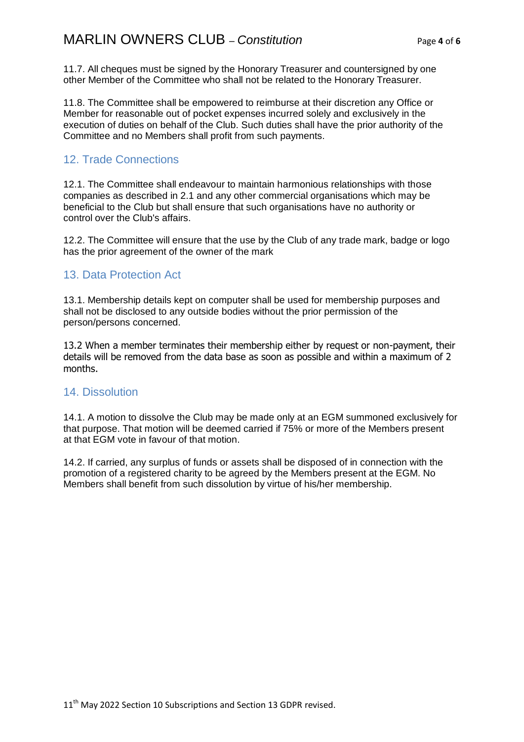11.7. All cheques must be signed by the Honorary Treasurer and countersigned by one other Member of the Committee who shall not be related to the Honorary Treasurer.

11.8. The Committee shall be empowered to reimburse at their discretion any Office or Member for reasonable out of pocket expenses incurred solely and exclusively in the execution of duties on behalf of the Club. Such duties shall have the prior authority of the Committee and no Members shall profit from such payments.

## 12. Trade Connections

12.1. The Committee shall endeavour to maintain harmonious relationships with those companies as described in 2.1 and any other commercial organisations which may be beneficial to the Club but shall ensure that such organisations have no authority or control over the Club's affairs.

12.2. The Committee will ensure that the use by the Club of any trade mark, badge or logo has the prior agreement of the owner of the mark

## 13. Data Protection Act

13.1. Membership details kept on computer shall be used for membership purposes and shall not be disclosed to any outside bodies without the prior permission of the person/persons concerned.

13.2 When a member terminates their membership either by request or non-payment, their details will be removed from the data base as soon as possible and within a maximum of 2 months.

## 14. Dissolution

14.1. A motion to dissolve the Club may be made only at an EGM summoned exclusively for that purpose. That motion will be deemed carried if 75% or more of the Members present at that EGM vote in favour of that motion.

14.2. If carried, any surplus of funds or assets shall be disposed of in connection with the promotion of a registered charity to be agreed by the Members present at the EGM. No Members shall benefit from such dissolution by virtue of his/her membership.

11th May 2022 Section 10 Subscriptions and Section 13 GDPR revised.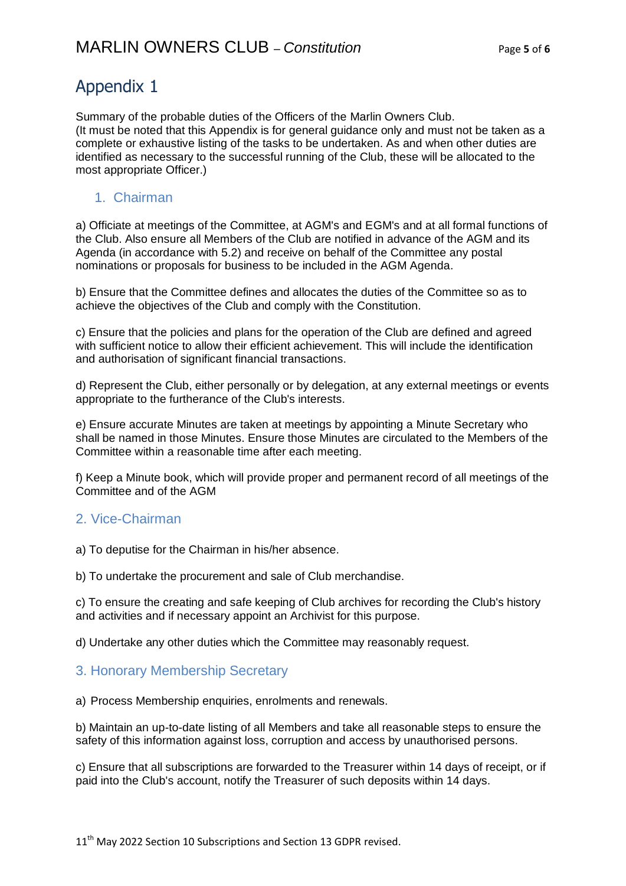# Appendix 1

Summary of the probable duties of the Officers of the Marlin Owners Club.
(It must be noted that this Appendix is for general guidance only and must not be taken as a complete or exhaustive listing of the tasks to be undertaken. As and when other duties are identified as necessary to the successful running of the Club, these will be allocated to the most appropriate Officer.)

## 1. Chairman

a) Officiate at meetings of the Committee, at AGM's and EGM's and at all formal functions of the Club. Also ensure all Members of the Club are notified in advance of the AGM and its Agenda (in accordance with 5.2) and receive on behalf of the Committee any postal nominations or proposals for business to be included in the AGM Agenda.

b) Ensure that the Committee defines and allocates the duties of the Committee so as to achieve the objectives of the Club and comply with the Constitution.

c) Ensure that the policies and plans for the operation of the Club are defined and agreed with sufficient notice to allow their efficient achievement. This will include the identification and authorisation of significant financial transactions.

d) Represent the Club, either personally or by delegation, at any external meetings or events appropriate to the furtherance of the Club's interests.

e) Ensure accurate Minutes are taken at meetings by appointing a Minute Secretary who shall be named in those Minutes. Ensure those Minutes are circulated to the Members of the Committee within a reasonable time after each meeting.

f) Keep a Minute book, which will provide proper and permanent record of all meetings of the Committee and of the AGM

## 2. Vice-Chairman

a) To deputise for the Chairman in his/her absence.

b) To undertake the procurement and sale of Club merchandise.

c) To ensure the creating and safe keeping of Club archives for recording the Club's history and activities and if necessary appoint an Archivist for this purpose.

d) Undertake any other duties which the Committee may reasonably request.

## 3. Honorary Membership Secretary

a) Process Membership enquiries, enrolments and renewals.

b) Maintain an up-to-date listing of all Members and take all reasonable steps to ensure the safety of this information against loss, corruption and access by unauthorised persons.

c) Ensure that all subscriptions are forwarded to the Treasurer within 14 days of receipt, or if paid into the Club's account, notify the Treasurer of such deposits within 14 days.

11th May 2022 Section 10 Subscriptions and Section 13 GDPR revised.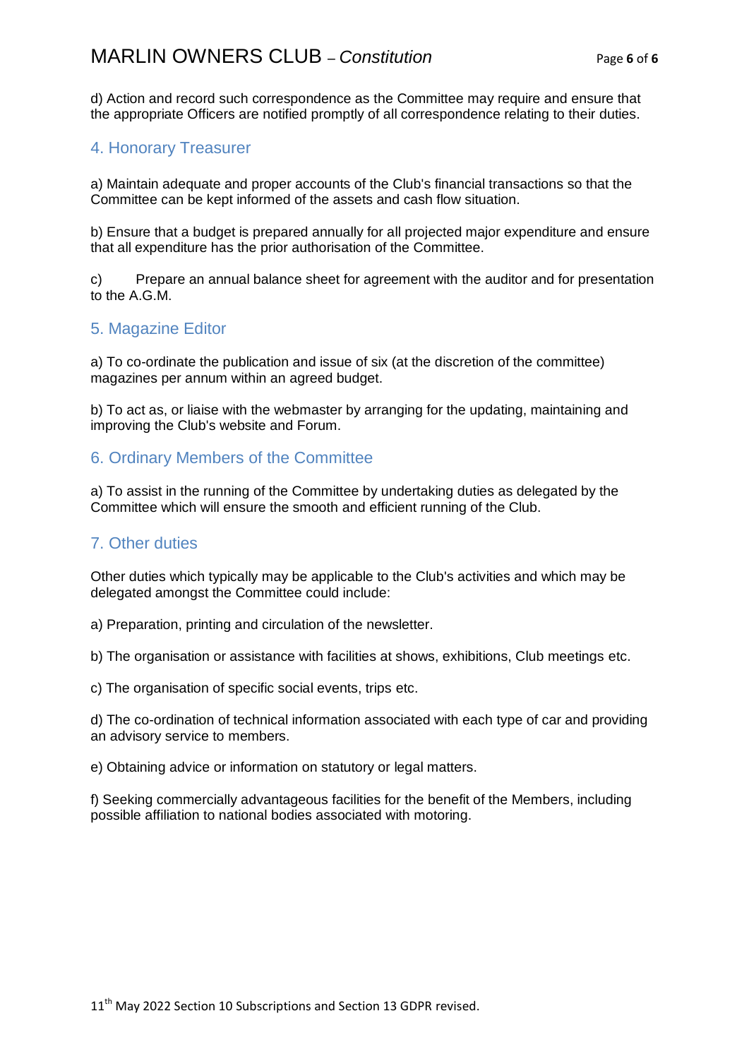d) Action and record such correspondence as the Committee may require and ensure that the appropriate Officers are notified promptly of all correspondence relating to their duties.

## 4. Honorary Treasurer

a) Maintain adequate and proper accounts of the Club's financial transactions so that the Committee can be kept informed of the assets and cash flow situation.

b) Ensure that a budget is prepared annually for all projected major expenditure and ensure that all expenditure has the prior authorisation of the Committee.

c) Prepare an annual balance sheet for agreement with the auditor and for presentation to the A.G.M.

## 5. Magazine Editor

a) To co-ordinate the publication and issue of six (at the discretion of the committee) magazines per annum within an agreed budget.

b) To act as, or liaise with the webmaster by arranging for the updating, maintaining and improving the Club's website and Forum.

## 6. Ordinary Members of the Committee

a) To assist in the running of the Committee by undertaking duties as delegated by the Committee which will ensure the smooth and efficient running of the Club.

## 7. Other duties

Other duties which typically may be applicable to the Club's activities and which may be delegated amongst the Committee could include:

a) Preparation, printing and circulation of the newsletter.

b) The organisation or assistance with facilities at shows, exhibitions, Club meetings etc.

c) The organisation of specific social events, trips etc.

d) The co-ordination of technical information associated with each type of car and providing an advisory service to members.

e) Obtaining advice or information on statutory or legal matters.

f) Seeking commercially advantageous facilities for the benefit of the Members, including possible affiliation to national bodies associated with motoring.

11th May 2022 Section 10 Subscriptions and Section 13 GDPR revised.